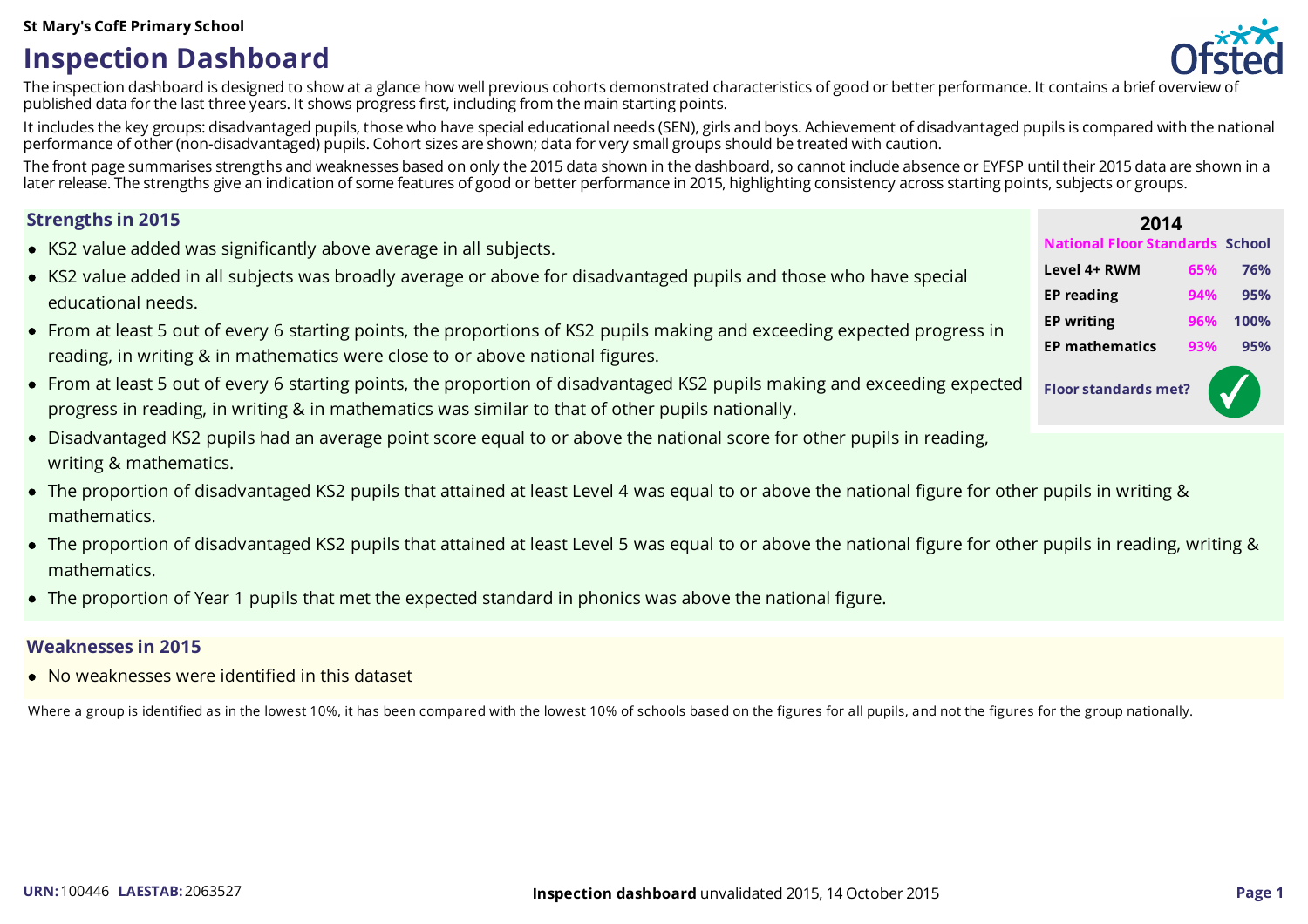St Mary's CofE Primary School

# Inspection Dashboard

The inspection dashboard is designed to show at a glance how well previous cohorts demonstrated characteristics of good or better performance. It contains a brief overview of published data for the last three years. It shows progress first, including from the main starting points.

It includes the key groups: disadvantaged pupils, those who have special educational needs (SEN), girls and boys. Achievement of disadvantaged pupils is compared with the national performance of other (non-disadvantaged) pupils. Cohort sizes are shown; data for very small groups should be treated with caution.

The front page summarises strengths and weaknesses based on only the 2015 data shown in the dashboard, so cannot include absence or EYFSP until their 2015 data are shown in a later release. The strengths give an indication of some features of good or better performance in 2015, highlighting consistency across starting points, subjects or groups.

## Strengths in 2015

- KS2 value added was significantly above average in all subjects.
- KS2 value added in all subjects was broadly average or above for disadvantaged pupils and those who have special educational needs.
- From at least 5 out of every 6 starting points, the proportions of KS2 pupils making and exceeding expected progress in reading, in writing & in mathematics were close to or above national figures.
- From at least 5 out of every 6 starting points, the proportion of disadvantaged KS2 pupils making and exceeding expected progress in reading, in writing & in mathematics was similar to that of other pupils nationally.
- Disadvantaged KS2 pupils had an average point score equal to or above the national score for other pupils in reading, writing & mathematics.
- The proportion of disadvantaged KS2 pupils that attained at least Level 4 was equal to or above the national figure for other pupils in writing & mathematics.
- The proportion of disadvantaged KS2 pupils that attained at least Level 5 was equal to or above the national figure for other pupils in reading, writing & mathematics.
- The proportion of Year 1 pupils that met the expected standard in phonics was above the national figure.

| 2014 | National Floor Standards | School |
|---|---|---|
| Level 4+ RWM | 65% | 76% |
| EP reading | 94% | 95% |
| EP writing | 96% | 100% |
| EP mathematics | 93% | 95% |
| Floor standards met? | | ✓ |

## Weaknesses in 2015

- No weaknesses were identified in this dataset

Where a group is identified as in the lowest 10%, it has been compared with the lowest 10% of schools based on the figures for all pupils, and not the figures for the group nationally.

**URN:** 100446 **LAESTAB:** 2063527

**Inspection dashboard** unvalidated 2015, 14 October 2015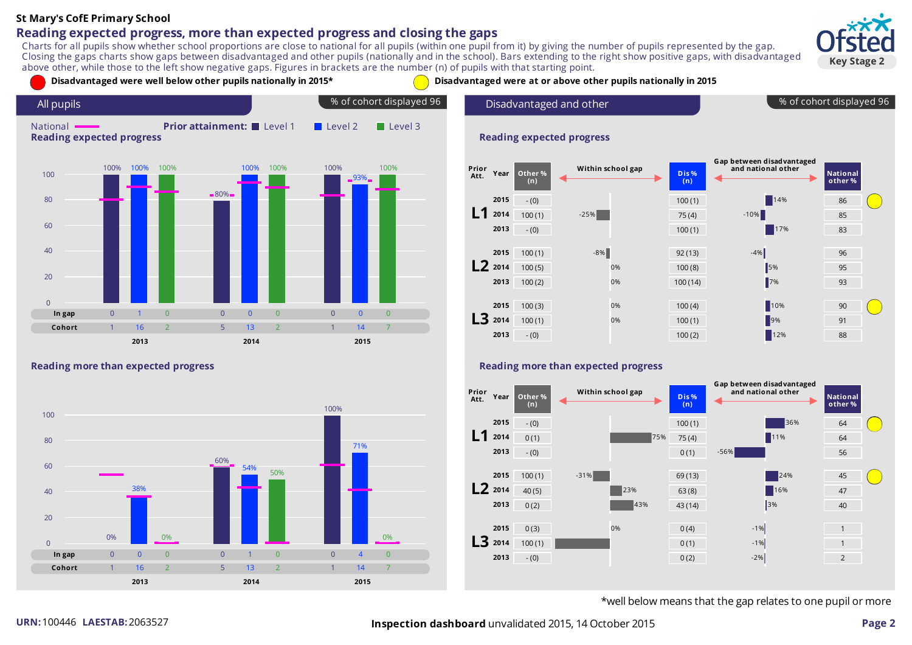**St Mary's CofE Primary School**

# Reading expected progress, more than expected progress and closing the gaps

Charts for all pupils show whether school proportions are close to national for all pupils (within one pupil from it) by giving the number of pupils represented by the gap. Closing the gaps charts show gaps between disadvantaged and other pupils (nationally and in the school). Bars extending to the right show positive gaps, with disadvantaged above other, while those to the left show negative gaps. Figures in brackets are the number (n) of pupils with that starting point.

🔴 Disadvantaged were well below other pupils nationally in 2015*

🟡 Disadvantaged were at or above other pupils nationally in 2015

## All pupils

% of cohort displayed 96

National — Prior attainment: Level 1, Level 2, Level 3

### Reading expected progress

| | 2013 L1 | 2013 L2 | 2013 L3 | 2014 L1 | 2014 L2 | 2014 L3 | 2015 L1 | 2015 L2 | 2015 L3 |
|---|---|---|---|---|---|---|---|---|---|
| School % | 100% | 100% | 100% | 80% | 100% | 100% | 100% | 93% | 100% |
| In gap | 0 | 1 | 0 | 0 | 0 | 0 | 0 | 0 | 0 |
| Cohort | 1 | 16 | 2 | 5 | 13 | 2 | 1 | 14 | 7 |

### Reading more than expected progress

| | 2013 L1 | 2013 L2 | 2013 L3 | 2014 L1 | 2014 L2 | 2014 L3 | 2015 L1 | 2015 L2 | 2015 L3 |
|---|---|---|---|---|---|---|---|---|---|
| School % | 0% | 38% | 0% | 60% | 54% | 50% | 100% | 71% | 0% |
| In gap | 0 | 0 | 0 | 0 | 1 | 0 | 0 | 4 | 0 |
| Cohort | 1 | 16 | 2 | 5 | 13 | 2 | 1 | 14 | 7 |

## Disadvantaged and other

% of cohort displayed 96

### Reading expected progress

| Prior Att. | Year | Other % (n) | Within school gap | Dis % (n) | Gap between disadvantaged and national other | National other % | |
|---|---|---|---|---|---|---|---|
| L1 | 2015 | - (0) | | 100 (1) | 14% | 86 | 🟡 |
| | 2014 | 100 (1) | -25% | 75 (4) | -10% | 85 | |
| | 2013 | - (0) | | 100 (1) | 17% | 83 | |
| L2 | 2015 | 100 (1) | -8% | 92 (13) | -4% | 96 | |
| | 2014 | 100 (5) | 0% | 100 (8) | 5% | 95 | |
| | 2013 | 100 (2) | 0% | 100 (14) | 7% | 93 | |
| L3 | 2015 | 100 (3) | 0% | 100 (4) | 10% | 90 | 🟡 |
| | 2014 | 100 (1) | 0% | 100 (1) | 9% | 91 | |
| | 2013 | - (0) | | 100 (2) | 12% | 88 | |

### Reading more than expected progress

| Prior Att. | Year | Other % (n) | Within school gap | Dis % (n) | Gap between disadvantaged and national other | National other % | |
|---|---|---|---|---|---|---|---|
| L1 | 2015 | - (0) | | 100 (1) | 36% | 64 | 🟡 |
| | 2014 | 0 (1) | 75% | 75 (4) | 11% | 64 | |
| | 2013 | - (0) | | 0 (1) | -56% | 56 | |
| L2 | 2015 | 100 (1) | -31% | 69 (13) | 24% | 45 | 🟡 |
| | 2014 | 40 (5) | 23% | 63 (8) | 16% | 47 | |
| | 2013 | 0 (2) | 43% | 43 (14) | 3% | 40 | |
| L3 | 2015 | 0 (3) | 0% | 0 (4) | -1% | 1 | |
| | 2014 | 100 (1) | | 0 (1) | -1% | 1 | |
| | 2013 | - (0) | | 0 (2) | -2% | 2 | |

*well below means that the gap relates to one pupil or more

URN: 100446 LAESTAB: 2063527

**Inspection dashboard** unvalidated 2015, 14 October 2015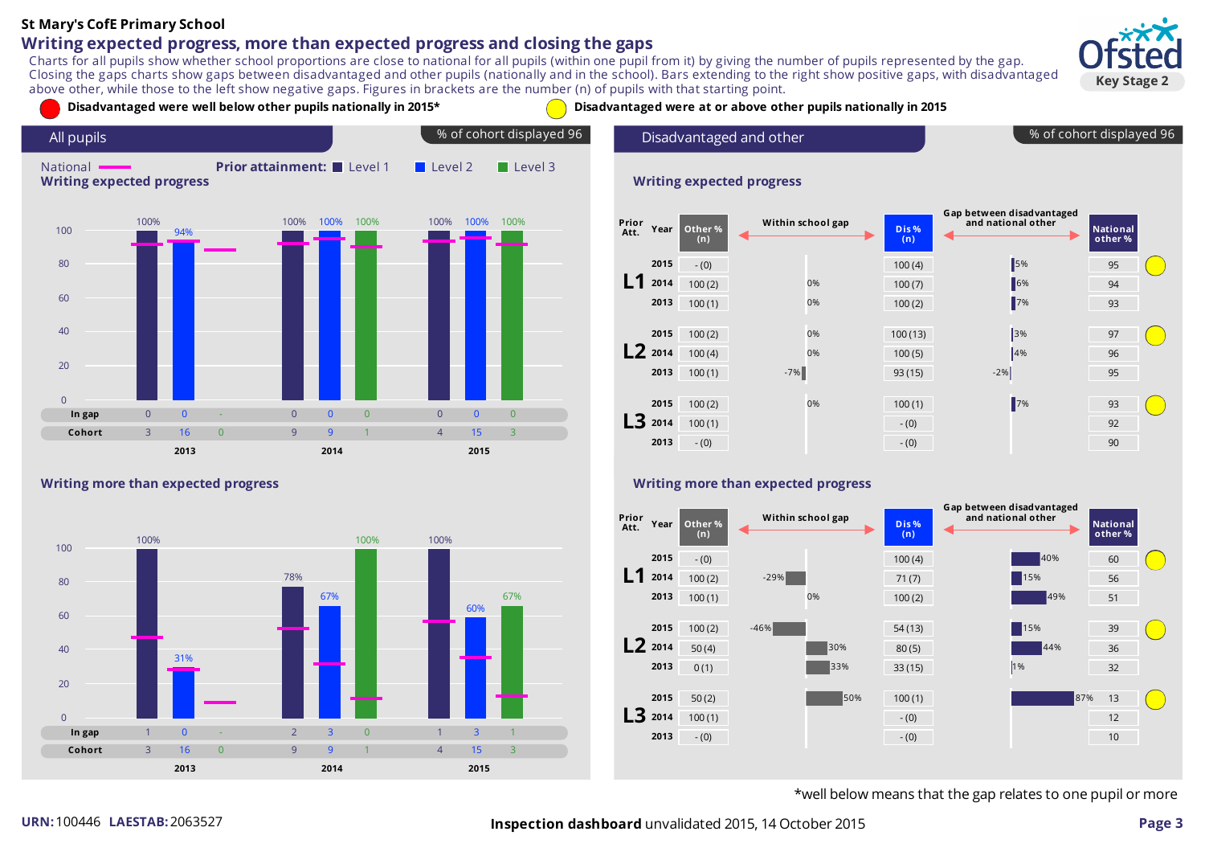St Mary's CofE Primary School

# Writing expected progress, more than expected progress and closing the gaps

Charts for all pupils show whether school proportions are close to national for all pupils (within one pupil from it) by giving the number of pupils represented by the gap. Closing the gaps charts show gaps between disadvantaged and other pupils (nationally and in the school). Bars extending to the right show positive gaps, with disadvantaged above other, while those to the left show negative gaps. Figures in brackets are the number (n) of pupils with that starting point.

Key Stage 2

- Disadvantaged were well below other pupils nationally in 2015*
- Disadvantaged were at or above other pupils nationally in 2015

## All pupils

% of cohort displayed 96

National — Prior attainment: Level 1, Level 2, Level 3

### Writing expected progress

| | 2013 L1 | 2013 L2 | 2013 L3 | 2014 L1 | 2014 L2 | 2014 L3 | 2015 L1 | 2015 L2 | 2015 L3 |
|---|---|---|---|---|---|---|---|---|---|
| School % | 100% | 94% | | 100% | 100% | 100% | 100% | 100% | 100% |
| In gap | 0 | 0 | - | 0 | 0 | 0 | 0 | 0 | 0 |
| Cohort | 3 | 16 | 0 | 9 | 9 | 1 | 4 | 15 | 3 |

### Writing more than expected progress

| | 2013 L1 | 2013 L2 | 2013 L3 | 2014 L1 | 2014 L2 | 2014 L3 | 2015 L1 | 2015 L2 | 2015 L3 |
|---|---|---|---|---|---|---|---|---|---|
| School % | 100% | 31% | | 78% | 67% | 100% | 100% | 60% | 67% |
| In gap | 1 | 0 | - | 2 | 3 | 0 | 1 | 3 | 1 |
| Cohort | 3 | 16 | 0 | 9 | 9 | 1 | 4 | 15 | 3 |

## Disadvantaged and other

% of cohort displayed 96

### Writing expected progress

| Prior Att. | Year | Other % (n) | Within school gap | Dis % (n) | Gap between disadvantaged and national other | National other % | |
|---|---|---|---|---|---|---|---|
| L1 | 2015 | - (0) | | 100 (4) | 5% | 95 | Yellow |
| | 2014 | 100 (2) | 0% | 100 (7) | 6% | 94 | |
| | 2013 | 100 (1) | 0% | 100 (2) | 7% | 93 | |
| L2 | 2015 | 100 (2) | 0% | 100 (13) | 3% | 97 | Yellow |
| | 2014 | 100 (4) | 0% | 100 (5) | 4% | 96 | |
| | 2013 | 100 (1) | -7% | 93 (15) | -2% | 95 | |
| L3 | 2015 | 100 (2) | 0% | 100 (1) | 7% | 93 | Yellow |
| | 2014 | 100 (1) | | - (0) | | 92 | |
| | 2013 | - (0) | | - (0) | | 90 | |

### Writing more than expected progress

| Prior Att. | Year | Other % (n) | Within school gap | Dis % (n) | Gap between disadvantaged and national other | National other % | |
|---|---|---|---|---|---|---|---|
| L1 | 2015 | - (0) | | 100 (4) | 40% | 60 | Yellow |
| | 2014 | 100 (2) | -29% | 71 (7) | 15% | 56 | |
| | 2013 | 100 (1) | 0% | 100 (2) | 49% | 51 | |
| L2 | 2015 | 100 (2) | -46% | 54 (13) | 15% | 39 | Yellow |
| | 2014 | 50 (4) | 30% | 80 (5) | 44% | 36 | |
| | 2013 | 0 (1) | 33% | 33 (15) | 1% | 32 | |
| L3 | 2015 | 50 (2) | 50% | 100 (1) | 87% | 13 | Yellow |
| | 2014 | 100 (1) | | - (0) | | 12 | |
| | 2013 | - (0) | | - (0) | | 10 | |

*well below means that the gap relates to one pupil or more

URN: 100446 LAESTAB: 2063527

**Inspection dashboard** unvalidated 2015, 14 October 2015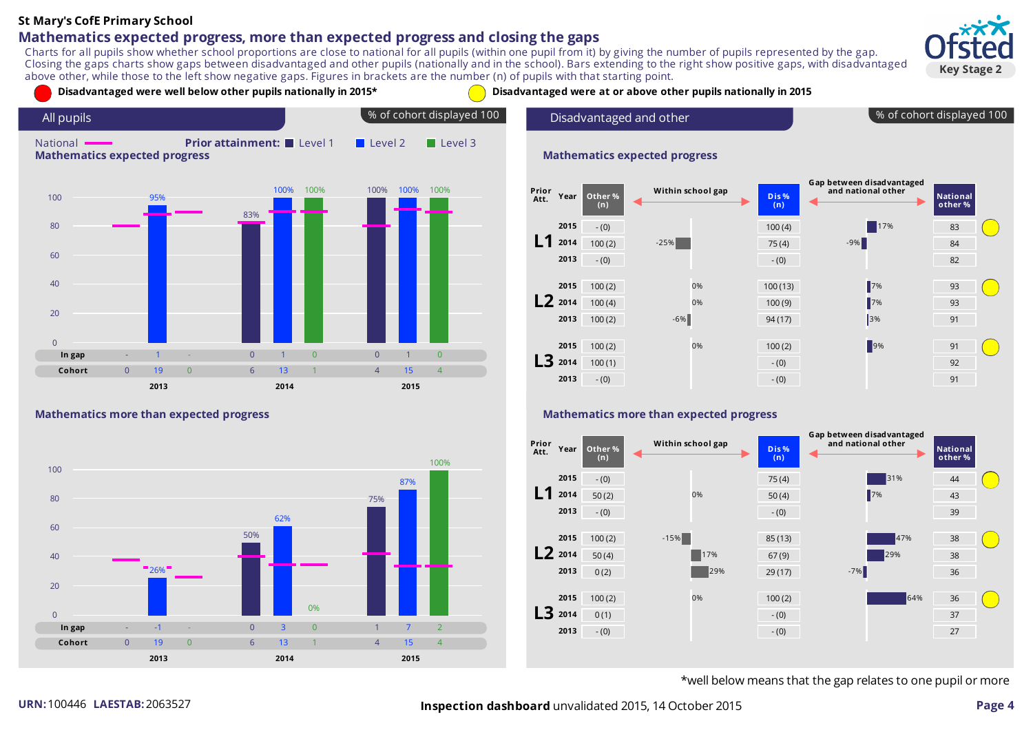St Mary's CofE Primary School

# Mathematics expected progress, more than expected progress and closing the gaps

Charts for all pupils show whether school proportions are close to national for all pupils (within one pupil from it) by giving the number of pupils represented by the gap. Closing the gaps charts show gaps between disadvantaged and other pupils (nationally and in the school). Bars extending to the right show positive gaps, with disadvantaged above other, while those to the left show negative gaps. Figures in brackets are the number (n) of pupils with that starting point.

- Red: Disadvantaged were well below other pupils nationally in 2015*
- Yellow: Disadvantaged were at or above other pupils nationally in 2015

## All pupils

% of cohort displayed 100

National — Prior attainment: Level 1, Level 2, Level 3

### Mathematics expected progress

| | 2013 L1 | 2013 L2 | 2013 L3 | 2014 L1 | 2014 L2 | 2014 L3 | 2015 L1 | 2015 L2 | 2015 L3 |
|---|---|---|---|---|---|---|---|---|---|
| % | | 95% | | 83% | 100% | 100% | 100% | 100% | 100% |
| In gap | - | 1 | - | 0 | 1 | 0 | 0 | 1 | 0 |
| Cohort | 0 | 19 | 0 | 6 | 13 | 1 | 4 | 15 | 4 |

### Mathematics more than expected progress

| | 2013 L1 | 2013 L2 | 2013 L3 | 2014 L1 | 2014 L2 | 2014 L3 | 2015 L1 | 2015 L2 | 2015 L3 |
|---|---|---|---|---|---|---|---|---|---|
| % | | 26% | | 50% | 62% | 0% | 75% | 87% | 100% |
| In gap | - | -1 | - | 0 | 3 | 0 | 1 | 7 | 2 |
| Cohort | 0 | 19 | 0 | 6 | 13 | 1 | 4 | 15 | 4 |

## Disadvantaged and other

% of cohort displayed 100

### Mathematics expected progress

| Prior Att. | Year | Other % (n) | Within school gap | Dis % (n) | Gap between disadvantaged and national other | National other % | |
|---|---|---|---|---|---|---|---|
| L1 | 2015 | - (0) | | 100 (4) | 17% | 83 | Yellow |
| | 2014 | 100 (2) | -25% | 75 (4) | -9% | 84 | |
| | 2013 | - (0) | | - (0) | | 82 | |
| L2 | 2015 | 100 (2) | 0% | 100 (13) | 7% | 93 | Yellow |
| | 2014 | 100 (4) | 0% | 100 (9) | 7% | 93 | |
| | 2013 | 100 (2) | -6% | 94 (17) | 3% | 91 | |
| L3 | 2015 | 100 (2) | 0% | 100 (2) | 9% | 91 | Yellow |
| | 2014 | 100 (1) | | - (0) | | 92 | |
| | 2013 | - (0) | | - (0) | | 91 | |

### Mathematics more than expected progress

| Prior Att. | Year | Other % (n) | Within school gap | Dis % (n) | Gap between disadvantaged and national other | National other % | |
|---|---|---|---|---|---|---|---|
| L1 | 2015 | - (0) | | 75 (4) | 31% | 44 | Yellow |
| | 2014 | 50 (2) | 0% | 50 (4) | 7% | 43 | |
| | 2013 | - (0) | | - (0) | | 39 | |
| L2 | 2015 | 100 (2) | -15% | 85 (13) | 47% | 38 | Yellow |
| | 2014 | 50 (4) | 17% | 67 (9) | 29% | 38 | |
| | 2013 | 0 (2) | 29% | 29 (17) | -7% | 36 | |
| L3 | 2015 | 100 (2) | 0% | 100 (2) | 64% | 36 | Yellow |
| | 2014 | 0 (1) | | - (0) | | 37 | |
| | 2013 | - (0) | | - (0) | | 27 | |

*well below means that the gap relates to one pupil or more

URN: 100446 LAESTAB: 2063527

**Inspection dashboard** unvalidated 2015, 14 October 2015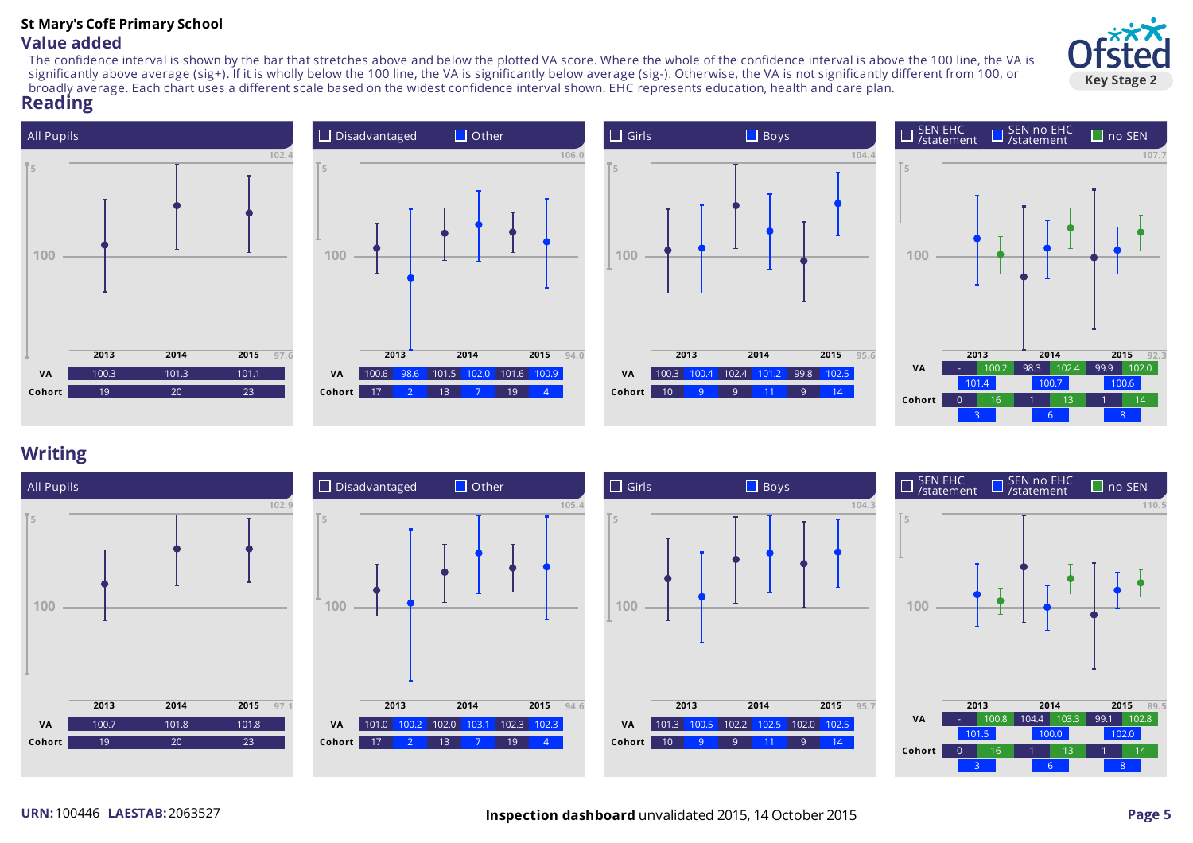**St Mary's CofE Primary School**

## Value added

The confidence interval is shown by the bar that stretches above and below the plotted VA score. Where the whole of the confidence interval is above the 100 line, the VA is significantly above average (sig+). If it is wholly below the 100 line, the VA is significantly below average (sig-). Otherwise, the VA is not significantly different from 100, or broadly average. Each chart uses a different scale based on the widest confidence interval shown. EHC represents education, health and care plan.

### Reading

**All Pupils**

| | 2013 | 2014 | 2015 |
|---|---|---|---|
| VA | 100.3 | 101.3 | 101.1 |
| Cohort | 19 | 20 | 23 |

**Disadvantaged / Other**

| | 2013 Disadvantaged | 2013 Other | 2014 Disadvantaged | 2014 Other | 2015 Disadvantaged | 2015 Other |
|---|---|---|---|---|---|---|
| VA | 100.6 | 98.6 | 101.5 | 102.0 | 101.6 | 100.9 |
| Cohort | 17 | 2 | 13 | 7 | 19 | 4 |

**Girls / Boys**

| | 2013 Girls | 2013 Boys | 2014 Girls | 2014 Boys | 2015 Girls | 2015 Boys |
|---|---|---|---|---|---|---|
| VA | 100.3 | 100.4 | 102.4 | 101.2 | 99.8 | 102.5 |
| Cohort | 10 | 9 | 9 | 11 | 9 | 14 |

**SEN EHC /statement / SEN no EHC /statement / no SEN**

| | 2013 SEN EHC /statement | 2013 SEN no EHC /statement | 2013 no SEN | 2014 SEN EHC /statement | 2014 SEN no EHC /statement | 2014 no SEN | 2015 SEN EHC /statement | 2015 SEN no EHC /statement | 2015 no SEN |
|---|---|---|---|---|---|---|---|---|---|
| VA | - | 101.4 | 100.2 | 98.3 | 100.7 | 102.4 | 99.9 | 100.6 | 102.0 |
| Cohort | 0 | 3 | 16 | 1 | 6 | 13 | 1 | 8 | 14 |

### Writing

**All Pupils**

| | 2013 | 2014 | 2015 |
|---|---|---|---|
| VA | 100.7 | 101.8 | 101.8 |
| Cohort | 19 | 20 | 23 |

**Disadvantaged / Other**

| | 2013 Disadvantaged | 2013 Other | 2014 Disadvantaged | 2014 Other | 2015 Disadvantaged | 2015 Other |
|---|---|---|---|---|---|---|
| VA | 101.0 | 100.2 | 102.0 | 103.1 | 102.3 | 102.3 |
| Cohort | 17 | 2 | 13 | 7 | 19 | 4 |

**Girls / Boys**

| | 2013 Girls | 2013 Boys | 2014 Girls | 2014 Boys | 2015 Girls | 2015 Boys |
|---|---|---|---|---|---|---|
| VA | 101.3 | 100.5 | 102.2 | 102.5 | 102.0 | 102.5 |
| Cohort | 10 | 9 | 9 | 11 | 9 | 14 |

**SEN EHC /statement / SEN no EHC /statement / no SEN**

| | 2013 SEN EHC /statement | 2013 SEN no EHC /statement | 2013 no SEN | 2014 SEN EHC /statement | 2014 SEN no EHC /statement | 2014 no SEN | 2015 SEN EHC /statement | 2015 SEN no EHC /statement | 2015 no SEN |
|---|---|---|---|---|---|---|---|---|---|
| VA | - | 101.5 | 100.8 | 104.4 | 100.0 | 103.3 | 99.1 | 102.0 | 102.8 |
| Cohort | 0 | 3 | 16 | 1 | 6 | 13 | 1 | 8 | 14 |

**URN:** 100446 **LAESTAB:** 2063527

**Inspection dashboard** unvalidated 2015, 14 October 2015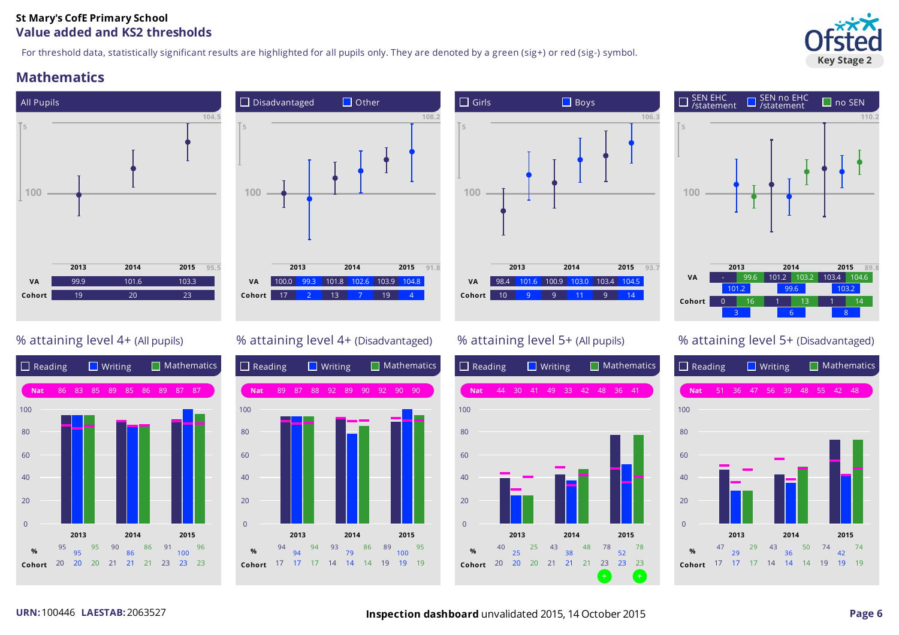**St Mary's CofE Primary School**

## Value added and KS2 thresholds

For threshold data, statistically significant results are highlighted for all pupils only. They are denoted by a green (sig+) or red (sig-) symbol.

Key Stage 2

## Mathematics

### All Pupils

| | 2013 | 2014 | 2015 |
|---|---|---|---|
| VA | 99.9 | 101.6 | 103.3 |
| Cohort | 19 | 20 | 23 |

### Disadvantaged / Other

| | 2013 Disadvantaged | 2013 Other | 2014 Disadvantaged | 2014 Other | 2015 Disadvantaged | 2015 Other |
|---|---|---|---|---|---|---|
| VA | 100.0 | 99.3 | 101.8 | 102.6 | 103.9 | 104.8 |
| Cohort | 17 | 2 | 13 | 7 | 19 | 4 |

### Girls / Boys

| | 2013 Girls | 2013 Boys | 2014 Girls | 2014 Boys | 2015 Girls | 2015 Boys |
|---|---|---|---|---|---|---|
| VA | 98.4 | 101.6 | 100.9 | 103.0 | 103.4 | 104.5 |
| Cohort | 10 | 9 | 9 | 11 | 9 | 14 |

### SEN EHC /statement / SEN no EHC /statement / no SEN

| | 2013 SEN EHC /statement | 2013 SEN no EHC /statement | 2013 no SEN | 2014 SEN EHC /statement | 2014 SEN no EHC /statement | 2014 no SEN | 2015 SEN EHC /statement | 2015 SEN no EHC /statement | 2015 no SEN |
|---|---|---|---|---|---|---|---|---|---|
| VA | - | 101.2 | 99.6 | 101.2 | 99.6 | 103.2 | 103.4 | 103.2 | 104.6 |
| Cohort | 0 | 3 | 16 | 1 | 6 | 13 | 1 | 8 | 14 |

### % attaining level 4+ (All pupils)

| | 2013 Reading | 2013 Writing | 2013 Mathematics | 2014 Reading | 2014 Writing | 2014 Mathematics | 2015 Reading | 2015 Writing | 2015 Mathematics |
|---|---|---|---|---|---|---|---|---|---|
| Nat | 86 | 83 | 85 | 89 | 85 | 86 | 89 | 87 | 87 |
| % | 95 | 95 | 95 | 90 | 86 | 86 | 91 | 100 | 96 |
| Cohort | 20 | 20 | 20 | 21 | 21 | 21 | 23 | 23 | 23 |

### % attaining level 4+ (Disadvantaged)

| | 2013 Reading | 2013 Writing | 2013 Mathematics | 2014 Reading | 2014 Writing | 2014 Mathematics | 2015 Reading | 2015 Writing | 2015 Mathematics |
|---|---|---|---|---|---|---|---|---|---|
| Nat | 89 | 87 | 88 | 92 | 89 | 90 | 92 | 90 | 90 |
| % | 94 | 94 | 94 | 93 | 79 | 86 | 89 | 100 | 95 |
| Cohort | 17 | 17 | 17 | 14 | 14 | 14 | 19 | 19 | 19 |

### % attaining level 5+ (All pupils)

| | 2013 Reading | 2013 Writing | 2013 Mathematics | 2014 Reading | 2014 Writing | 2014 Mathematics | 2015 Reading | 2015 Writing | 2015 Mathematics |
|---|---|---|---|---|---|---|---|---|---|
| Nat | 44 | 30 | 41 | 49 | 33 | 42 | 48 | 36 | 41 |
| % | 40 | 25 | 25 | 43 | 38 | 48 | 78 (sig+) | 52 | 78 (sig+) |
| Cohort | 20 | 20 | 20 | 21 | 21 | 21 | 23 | 23 | 23 |

### % attaining level 5+ (Disadvantaged)

| | 2013 Reading | 2013 Writing | 2013 Mathematics | 2014 Reading | 2014 Writing | 2014 Mathematics | 2015 Reading | 2015 Writing | 2015 Mathematics |
|---|---|---|---|---|---|---|---|---|---|
| Nat | 51 | 36 | 47 | 56 | 39 | 48 | 55 | 42 | 48 |
| % | 47 | 29 | 29 | 43 | 36 | 50 | 74 | 42 | 74 |
| Cohort | 17 | 17 | 17 | 14 | 14 | 14 | 19 | 19 | 19 |

**URN:** 100446 **LAESTAB:** 2063527

**Inspection dashboard** unvalidated 2015, 14 October 2015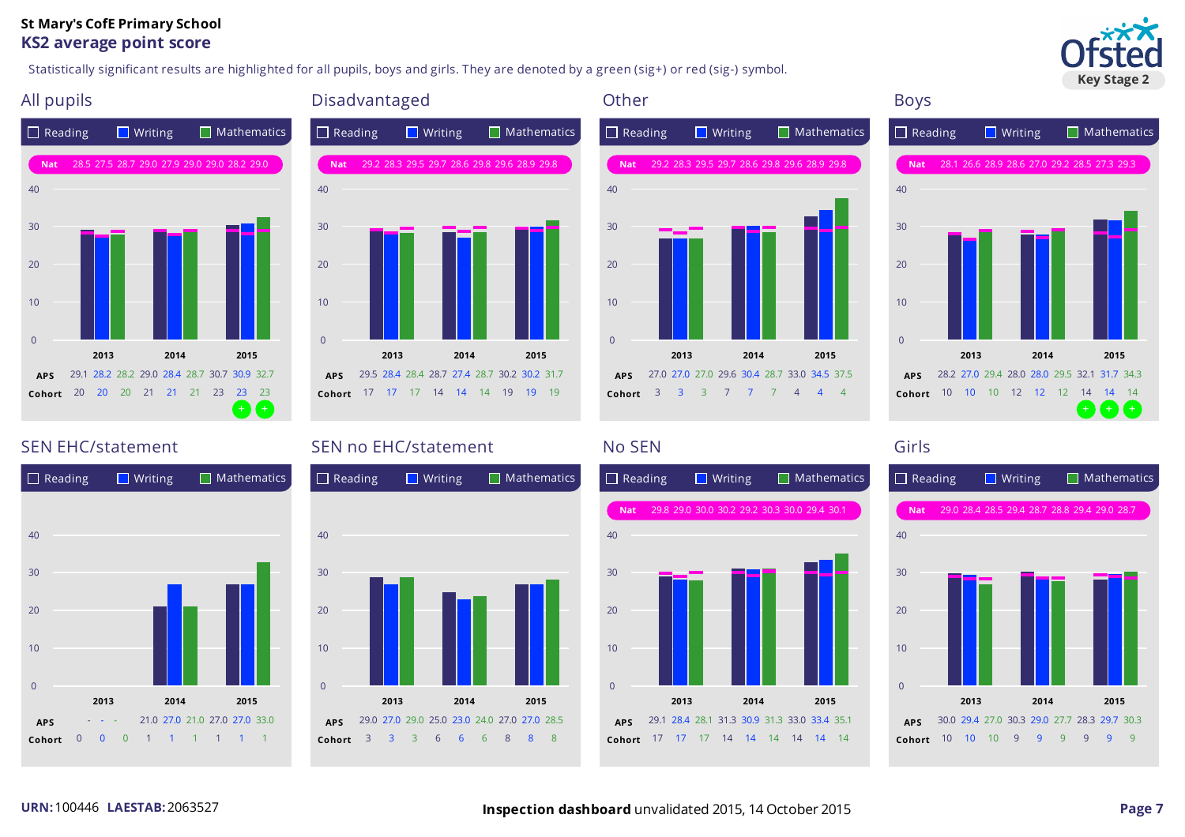St Mary's CofE Primary School

## KS2 average point score

Statistically significant results are highlighted for all pupils, boys and girls. They are denoted by a green (sig+) or red (sig-) symbol.

### All pupils

| | 2013 Reading | 2013 Writing | 2013 Mathematics | 2014 Reading | 2014 Writing | 2014 Mathematics | 2015 Reading | 2015 Writing | 2015 Mathematics |
|---|---|---|---|---|---|---|---|---|---|
| Nat | 28.5 | 27.5 | 28.7 | 29.0 | 27.9 | 29.0 | 29.0 | 28.2 | 29.0 |
| APS | 29.1 | 28.2 | 28.2 | 29.0 | 28.4 | 28.7 | 30.7 | 30.9 | 32.7 |
| Cohort | 20 | 20 | 20 | 21 | 21 | 21 | 23 | 23 | 23 |
| Sig | | | | | | | | + | + |

### Disadvantaged

| | 2013 Reading | 2013 Writing | 2013 Mathematics | 2014 Reading | 2014 Writing | 2014 Mathematics | 2015 Reading | 2015 Writing | 2015 Mathematics |
|---|---|---|---|---|---|---|---|---|---|
| Nat | 29.2 | 28.3 | 29.5 | 29.7 | 28.6 | 29.8 | 29.6 | 28.9 | 29.8 |
| APS | 29.5 | 28.4 | 28.4 | 28.7 | 27.4 | 28.7 | 30.2 | 30.2 | 31.7 |
| Cohort | 17 | 17 | 17 | 14 | 14 | 14 | 19 | 19 | 19 |

### Other

| | 2013 Reading | 2013 Writing | 2013 Mathematics | 2014 Reading | 2014 Writing | 2014 Mathematics | 2015 Reading | 2015 Writing | 2015 Mathematics |
|---|---|---|---|---|---|---|---|---|---|
| Nat | 29.2 | 28.3 | 29.5 | 29.7 | 28.6 | 29.8 | 29.6 | 28.9 | 29.8 |
| APS | 27.0 | 27.0 | 27.0 | 29.6 | 30.4 | 28.7 | 33.0 | 34.5 | 37.5 |
| Cohort | 3 | 3 | 3 | 7 | 7 | 7 | 4 | 4 | 4 |

### Boys

| | 2013 Reading | 2013 Writing | 2013 Mathematics | 2014 Reading | 2014 Writing | 2014 Mathematics | 2015 Reading | 2015 Writing | 2015 Mathematics |
|---|---|---|---|---|---|---|---|---|---|
| Nat | 28.1 | 26.6 | 28.9 | 28.6 | 27.0 | 29.2 | 28.5 | 27.3 | 29.3 |
| APS | 28.2 | 27.0 | 29.4 | 28.0 | 28.0 | 29.5 | 32.1 | 31.7 | 34.3 |
| Cohort | 10 | 10 | 10 | 12 | 12 | 12 | 14 | 14 | 14 |
| Sig | | | | | | | + | + | + |

### SEN EHC/statement

| | 2013 Reading | 2013 Writing | 2013 Mathematics | 2014 Reading | 2014 Writing | 2014 Mathematics | 2015 Reading | 2015 Writing | 2015 Mathematics |
|---|---|---|---|---|---|---|---|---|---|
| APS | - | - | - | 21.0 | 27.0 | 21.0 | 27.0 | 27.0 | 33.0 |
| Cohort | 0 | 0 | 0 | 1 | 1 | 1 | 1 | 1 | 1 |

### SEN no EHC/statement

| | 2013 Reading | 2013 Writing | 2013 Mathematics | 2014 Reading | 2014 Writing | 2014 Mathematics | 2015 Reading | 2015 Writing | 2015 Mathematics |
|---|---|---|---|---|---|---|---|---|---|
| APS | 29.0 | 27.0 | 29.0 | 25.0 | 23.0 | 24.0 | 27.0 | 27.0 | 28.5 |
| Cohort | 3 | 3 | 3 | 6 | 6 | 6 | 8 | 8 | 8 |

### No SEN

| | 2013 Reading | 2013 Writing | 2013 Mathematics | 2014 Reading | 2014 Writing | 2014 Mathematics | 2015 Reading | 2015 Writing | 2015 Mathematics |
|---|---|---|---|---|---|---|---|---|---|
| Nat | 29.8 | 29.0 | 30.0 | 30.2 | 29.2 | 30.3 | 30.0 | 29.4 | 30.1 |
| APS | 29.1 | 28.4 | 28.1 | 31.3 | 30.9 | 31.3 | 33.0 | 33.4 | 35.1 |
| Cohort | 17 | 17 | 17 | 14 | 14 | 14 | 14 | 14 | 14 |

### Girls

| | 2013 Reading | 2013 Writing | 2013 Mathematics | 2014 Reading | 2014 Writing | 2014 Mathematics | 2015 Reading | 2015 Writing | 2015 Mathematics |
|---|---|---|---|---|---|---|---|---|---|
| Nat | 29.0 | 28.4 | 28.5 | 29.4 | 28.7 | 28.8 | 29.4 | 29.0 | 28.7 |
| APS | 30.0 | 29.4 | 27.0 | 30.3 | 29.0 | 27.7 | 28.3 | 29.7 | 30.3 |
| Cohort | 10 | 10 | 10 | 9 | 9 | 9 | 9 | 9 | 9 |

URN: 100446 LAESTAB: 2063527

**Inspection dashboard** unvalidated 2015, 14 October 2015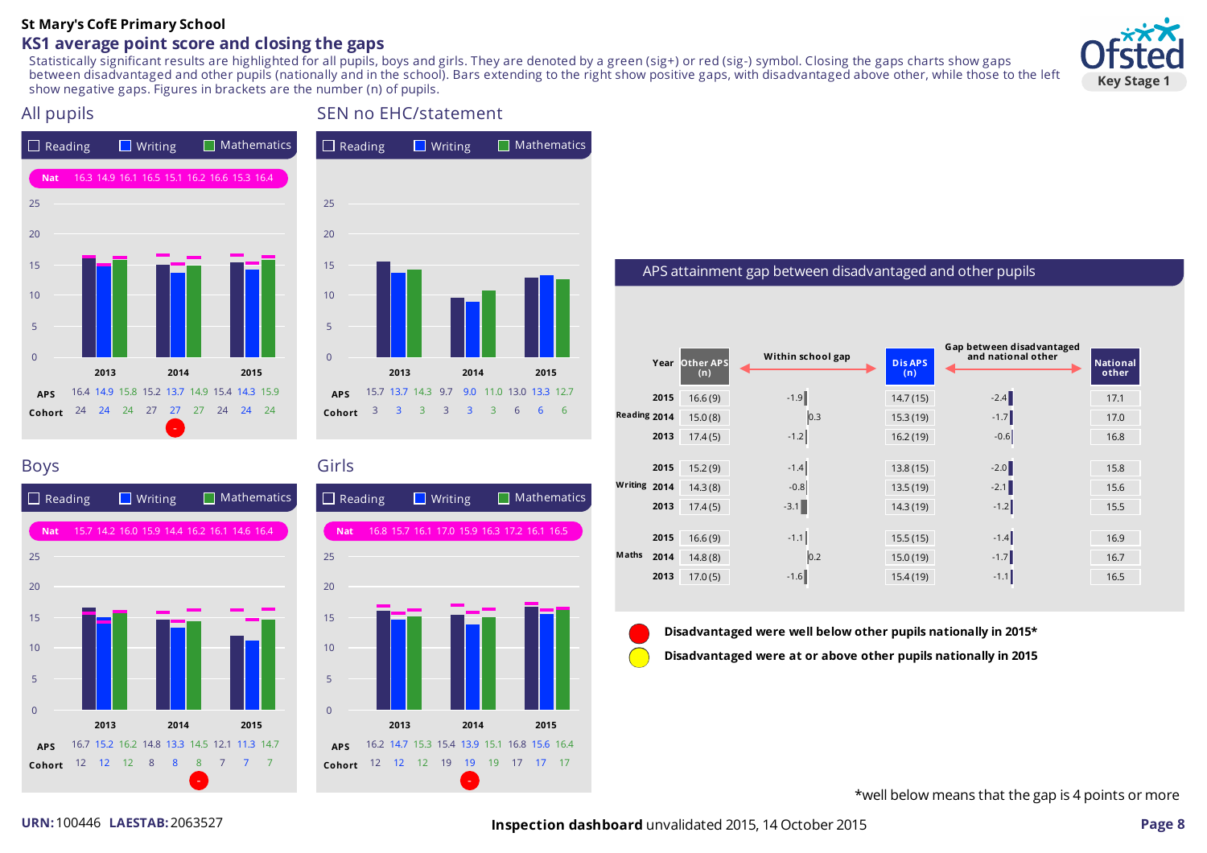St Mary's CofE Primary School

# KS1 average point score and closing the gaps

Statistically significant results are highlighted for all pupils, boys and girls. They are denoted by a green (sig+) or red (sig-) symbol. Closing the gaps charts show gaps between disadvantaged and other pupils (nationally and in the school). Bars extending to the right show positive gaps, with disadvantaged above other, while those to the left show negative gaps. Figures in brackets are the number (n) of pupils.

## All pupils

Reading / Writing / Mathematics

| | 2013 Reading | 2013 Writing | 2013 Mathematics | 2014 Reading | 2014 Writing | 2014 Mathematics | 2015 Reading | 2015 Writing | 2015 Mathematics |
|---|---|---|---|---|---|---|---|---|---|
| Nat | 16.3 | 14.9 | 16.1 | 16.5 | 15.1 | 16.2 | 16.6 | 15.3 | 16.4 |
| APS | 16.4 | 14.9 | 15.8 | 15.2 | 13.7 | 14.9 | 15.4 | 14.3 | 15.9 |
| Cohort | 24 | 24 | 24 | 27 | 27 | 27 | 24 | 24 | 24 |

Sig-: 2014 Writing

## SEN no EHC/statement

| | 2013 Reading | 2013 Writing | 2013 Mathematics | 2014 Reading | 2014 Writing | 2014 Mathematics | 2015 Reading | 2015 Writing | 2015 Mathematics |
|---|---|---|---|---|---|---|---|---|---|
| APS | 15.7 | 13.7 | 14.3 | 9.7 | 9.0 | 11.0 | 13.0 | 13.3 | 12.7 |
| Cohort | 3 | 3 | 3 | 3 | 3 | 3 | 6 | 6 | 6 |

## Boys

| | 2013 Reading | 2013 Writing | 2013 Mathematics | 2014 Reading | 2014 Writing | 2014 Mathematics | 2015 Reading | 2015 Writing | 2015 Mathematics |
|---|---|---|---|---|---|---|---|---|---|
| Nat | 15.7 | 14.2 | 16.0 | 15.9 | 14.4 | 16.2 | 16.1 | 14.6 | 16.4 |
| APS | 16.7 | 15.2 | 16.2 | 14.8 | 13.3 | 14.5 | 12.1 | 11.3 | 14.7 |
| Cohort | 12 | 12 | 12 | 8 | 8 | 8 | 7 | 7 | 7 |

Sig-: 2014 Mathematics

## Girls

| | 2013 Reading | 2013 Writing | 2013 Mathematics | 2014 Reading | 2014 Writing | 2014 Mathematics | 2015 Reading | 2015 Writing | 2015 Mathematics |
|---|---|---|---|---|---|---|---|---|---|
| Nat | 16.8 | 15.7 | 16.1 | 17.0 | 15.9 | 16.3 | 17.2 | 16.1 | 16.5 |
| APS | 16.2 | 14.7 | 15.3 | 15.4 | 13.9 | 15.1 | 16.8 | 15.6 | 16.4 |
| Cohort | 12 | 12 | 12 | 19 | 19 | 19 | 17 | 17 | 17 |

Sig-: 2014 Writing

## APS attainment gap between disadvantaged and other pupils

| Subject | Year | Other APS (n) | Within school gap | Dis APS (n) | Gap between disadvantaged and national other | National other |
|---|---|---|---|---|---|---|
| Reading | 2015 | 16.6 (9) | -1.9 | 14.7 (15) | -2.4 | 17.1 |
| | 2014 | 15.0 (8) | 0.3 | 15.3 (19) | -1.7 | 17.0 |
| | 2013 | 17.4 (5) | -1.2 | 16.2 (19) | -0.6 | 16.8 |
| Writing | 2015 | 15.2 (9) | -1.4 | 13.8 (15) | -2.0 | 15.8 |
| | 2014 | 14.3 (8) | -0.8 | 13.5 (19) | -2.1 | 15.6 |
| | 2013 | 17.4 (5) | -3.1 | 14.3 (19) | -1.2 | 15.5 |
| Maths | 2015 | 16.6 (9) | -1.1 | 15.5 (15) | -1.4 | 16.9 |
| | 2014 | 14.8 (8) | 0.2 | 15.0 (19) | -1.7 | 16.7 |
| | 2013 | 17.0 (5) | -1.6 | 15.4 (19) | -1.1 | 16.5 |

- **Disadvantaged were well below other pupils nationally in 2015*** (red)
- **Disadvantaged were at or above other pupils nationally in 2015** (yellow)

*well below means that the gap is 4 points or more

URN: 100446 LAESTAB: 2063527

**Inspection dashboard** unvalidated 2015, 14 October 2015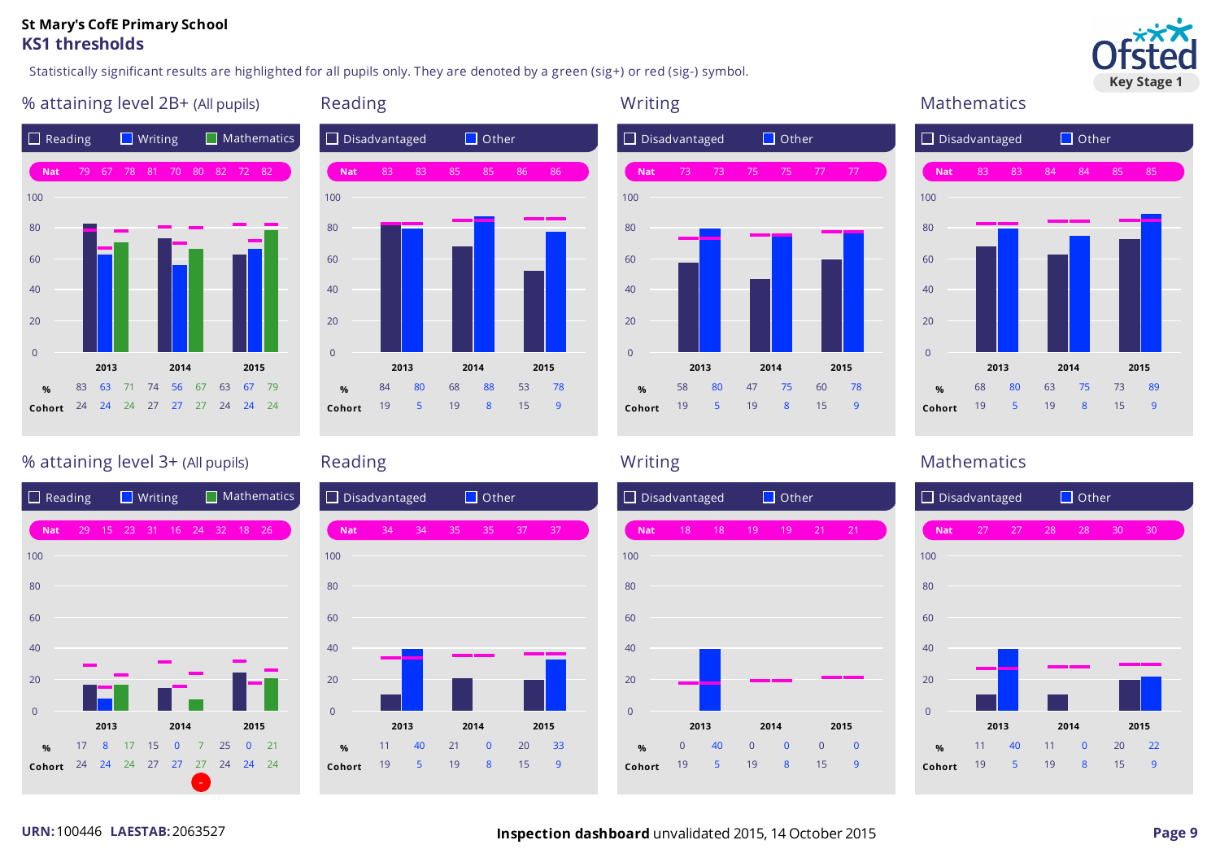**St Mary's CofE Primary School**

## KS1 thresholds

Statistically significant results are highlighted for all pupils only. They are denoted by a green (sig+) or red (sig-) symbol.

### % attaining level 2B+ (All pupils)

| | 2013 Reading | 2013 Writing | 2013 Mathematics | 2014 Reading | 2014 Writing | 2014 Mathematics | 2015 Reading | 2015 Writing | 2015 Mathematics |
|---|---|---|---|---|---|---|---|---|---|
| Nat | 79 | 67 | 78 | 81 | 70 | 80 | 82 | 72 | 82 |
| % | 83 | 63 | 71 | 74 | 56 | 67 | 63 | 67 | 79 |
| Cohort | 24 | 24 | 24 | 27 | 27 | 27 | 24 | 24 | 24 |

### Reading

| | 2013 Disadvantaged | 2013 Other | 2014 Disadvantaged | 2014 Other | 2015 Disadvantaged | 2015 Other |
|---|---|---|---|---|---|---|
| Nat | 83 | 83 | 85 | 85 | 86 | 86 |
| % | 84 | 80 | 68 | 88 | 53 | 78 |
| Cohort | 19 | 5 | 19 | 8 | 15 | 9 |

### Writing

| | 2013 Disadvantaged | 2013 Other | 2014 Disadvantaged | 2014 Other | 2015 Disadvantaged | 2015 Other |
|---|---|---|---|---|---|---|
| Nat | 73 | 73 | 75 | 75 | 77 | 77 |
| % | 58 | 80 | 47 | 75 | 60 | 78 |
| Cohort | 19 | 5 | 19 | 8 | 15 | 9 |

### Mathematics

| | 2013 Disadvantaged | 2013 Other | 2014 Disadvantaged | 2014 Other | 2015 Disadvantaged | 2015 Other |
|---|---|---|---|---|---|---|
| Nat | 83 | 83 | 84 | 84 | 85 | 85 |
| % | 68 | 80 | 63 | 75 | 73 | 89 |
| Cohort | 19 | 5 | 19 | 8 | 15 | 9 |

### % attaining level 3+ (All pupils)

| | 2013 Reading | 2013 Writing | 2013 Mathematics | 2014 Reading | 2014 Writing | 2014 Mathematics | 2015 Reading | 2015 Writing | 2015 Mathematics |
|---|---|---|---|---|---|---|---|---|---|
| Nat | 29 | 15 | 23 | 31 | 16 | 24 | 32 | 18 | 26 |
| % | 17 | 8 | 17 | 15 | 0 | 7 | 25 | 0 | 21 |
| Cohort | 24 | 24 | 24 | 27 | 27 | 27 (sig-) | 24 | 24 | 24 |

### Reading

| | 2013 Disadvantaged | 2013 Other | 2014 Disadvantaged | 2014 Other | 2015 Disadvantaged | 2015 Other |
|---|---|---|---|---|---|---|
| Nat | 34 | 34 | 35 | 35 | 37 | 37 |
| % | 11 | 40 | 21 | 0 | 20 | 33 |
| Cohort | 19 | 5 | 19 | 8 | 15 | 9 |

### Writing

| | 2013 Disadvantaged | 2013 Other | 2014 Disadvantaged | 2014 Other | 2015 Disadvantaged | 2015 Other |
|---|---|---|---|---|---|---|
| Nat | 18 | 18 | 19 | 19 | 21 | 21 |
| % | 0 | 40 | 0 | 0 | 0 | 0 |
| Cohort | 19 | 5 | 19 | 8 | 15 | 9 |

### Mathematics

| | 2013 Disadvantaged | 2013 Other | 2014 Disadvantaged | 2014 Other | 2015 Disadvantaged | 2015 Other |
|---|---|---|---|---|---|---|
| Nat | 27 | 27 | 28 | 28 | 30 | 30 |
| % | 11 | 40 | 11 | 0 | 20 | 22 |
| Cohort | 19 | 5 | 19 | 8 | 15 | 9 |

**URN:** 100446 **LAESTAB:** 2063527

**Inspection dashboard** unvalidated 2015, 14 October 2015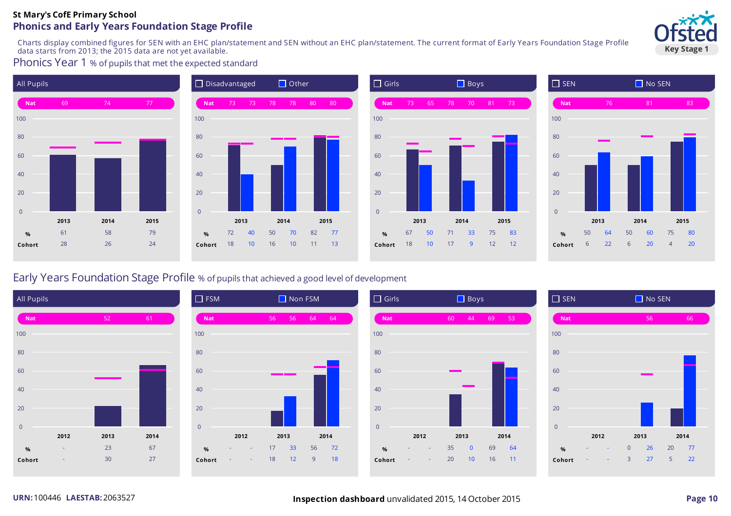**St Mary's CofE Primary School**

## Phonics and Early Years Foundation Stage Profile

Ofsted Key Stage 1

Charts display combined figures for SEN with an EHC plan/statement and SEN without an EHC plan/statement. The current format of Early Years Foundation Stage Profile data starts from 2013; the 2015 data are not yet available.

### Phonics Year 1 % of pupils that met the expected standard

**All Pupils**

| | 2013 | 2014 | 2015 |
|---|---|---|---|
| Nat | 69 | 74 | 77 |
| % | 61 | 58 | 79 |
| Cohort | 28 | 26 | 24 |

**Disadvantaged / Other**

| | 2013 Disadvantaged | 2013 Other | 2014 Disadvantaged | 2014 Other | 2015 Disadvantaged | 2015 Other |
|---|---|---|---|---|---|---|
| Nat | 73 | 73 | 78 | 78 | 80 | 80 |
| % | 72 | 40 | 50 | 70 | 82 | 77 |
| Cohort | 18 | 10 | 16 | 10 | 11 | 13 |

**Girls / Boys**

| | 2013 Girls | 2013 Boys | 2014 Girls | 2014 Boys | 2015 Girls | 2015 Boys |
|---|---|---|---|---|---|---|
| Nat | 73 | 65 | 78 | 70 | 81 | 73 |
| % | 67 | 50 | 71 | 33 | 75 | 83 |
| Cohort | 18 | 10 | 17 | 9 | 12 | 12 |

**SEN / No SEN**

| | 2013 SEN | 2013 No SEN | 2014 SEN | 2014 No SEN | 2015 SEN | 2015 No SEN |
|---|---|---|---|---|---|---|
| Nat | | 76 | | 81 | | 83 |
| % | 50 | 64 | 50 | 60 | 75 | 80 |
| Cohort | 6 | 22 | 6 | 20 | 4 | 20 |

### Early Years Foundation Stage Profile % of pupils that achieved a good level of development

**All Pupils**

| | 2012 | 2013 | 2014 |
|---|---|---|---|
| Nat | | 52 | 61 |
| % | - | 23 | 67 |
| Cohort | - | 30 | 27 |

**FSM / Non FSM**

| | 2012 FSM | 2012 Non FSM | 2013 FSM | 2013 Non FSM | 2014 FSM | 2014 Non FSM |
|---|---|---|---|---|---|---|
| Nat | | | 56 | 56 | 64 | 64 |
| % | - | - | 17 | 33 | 56 | 72 |
| Cohort | - | - | 18 | 12 | 9 | 18 |

**Girls / Boys**

| | 2012 Girls | 2012 Boys | 2013 Girls | 2013 Boys | 2014 Girls | 2014 Boys |
|---|---|---|---|---|---|---|
| Nat | | | 60 | 44 | 69 | 53 |
| % | - | - | 35 | 0 | 69 | 64 |
| Cohort | - | - | 20 | 10 | 16 | 11 |

**SEN / No SEN**

| | 2012 SEN | 2012 No SEN | 2013 SEN | 2013 No SEN | 2014 SEN | 2014 No SEN |
|---|---|---|---|---|---|---|
| Nat | | | | 56 | | 66 |
| % | - | - | 0 | 26 | 20 | 77 |
| Cohort | - | - | 3 | 27 | 5 | 22 |

**URN:** 100446 **LAESTAB:** 2063527

**Inspection dashboard** unvalidated 2015, 14 October 2015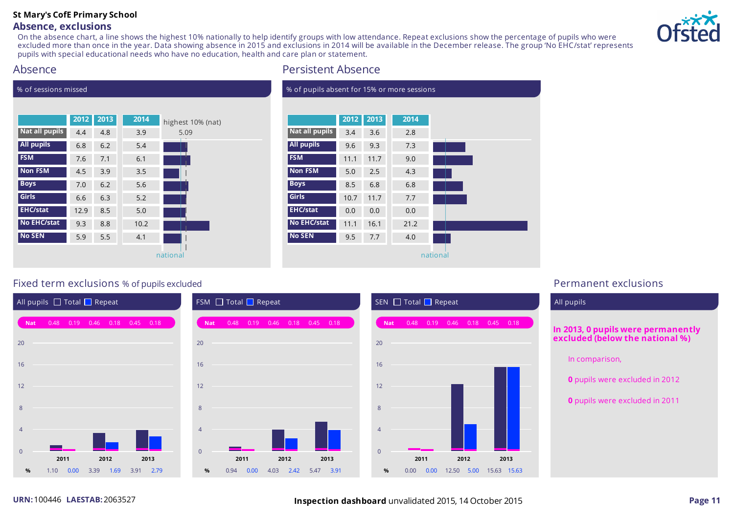# St Mary's CofE Primary School

## Absence, exclusions

On the absence chart, a line shows the highest 10% nationally to help identify groups with low attendance. Repeat exclusions show the percentage of pupils who were excluded more than once in the year. Data showing absence in 2015 and exclusions in 2014 will be available in the December release. The group 'No EHC/stat' represents pupils with special educational needs who have no education, health and care plan or statement.

## Absence

% of sessions missed

| | 2012 | 2013 | 2014 |
|---|---|---|---|
| Nat all pupils | 4.4 | 4.8 | 3.9 |
| All pupils | 6.8 | 6.2 | 5.4 |
| FSM | 7.6 | 7.1 | 6.1 |
| Non FSM | 4.5 | 3.9 | 3.5 |
| Boys | 7.0 | 6.2 | 5.6 |
| Girls | 6.6 | 6.3 | 5.2 |
| EHC/stat | 12.9 | 8.5 | 5.0 |
| No EHC/stat | 9.3 | 8.8 | 10.2 |
| No SEN | 5.9 | 5.5 | 4.1 |

highest 10% (nat) 5.09

national

## Persistent Absence

% of pupils absent for 15% or more sessions

| | 2012 | 2013 | 2014 |
|---|---|---|---|
| Nat all pupils | 3.4 | 3.6 | 2.8 |
| All pupils | 9.6 | 9.3 | 7.3 |
| FSM | 11.1 | 11.7 | 9.0 |
| Non FSM | 5.0 | 2.5 | 4.3 |
| Boys | 8.5 | 6.8 | 6.8 |
| Girls | 10.7 | 11.7 | 7.7 |
| EHC/stat | 0.0 | 0.0 | 0.0 |
| No EHC/stat | 11.1 | 16.1 | 21.2 |
| No SEN | 9.5 | 7.7 | 4.0 |

national

## Fixed term exclusions % of pupils excluded

### All pupils (Total / Repeat)

| | 2011 Total | 2011 Repeat | 2012 Total | 2012 Repeat | 2013 Total | 2013 Repeat |
|---|---|---|---|---|---|---|
| Nat | 0.48 | 0.19 | 0.46 | 0.18 | 0.45 | 0.18 |
| % | 1.10 | 0.00 | 3.39 | 1.69 | 3.91 | 2.79 |

### FSM (Total / Repeat)

| | 2011 Total | 2011 Repeat | 2012 Total | 2012 Repeat | 2013 Total | 2013 Repeat |
|---|---|---|---|---|---|---|
| Nat | 0.48 | 0.19 | 0.46 | 0.18 | 0.45 | 0.18 |
| % | 0.94 | 0.00 | 4.03 | 2.42 | 5.47 | 3.91 |

### SEN (Total / Repeat)

| | 2011 Total | 2011 Repeat | 2012 Total | 2012 Repeat | 2013 Total | 2013 Repeat |
|---|---|---|---|---|---|---|
| Nat | 0.48 | 0.19 | 0.46 | 0.18 | 0.45 | 0.18 |
| % | 0.00 | 0.00 | 12.50 | 5.00 | 15.63 | 15.63 |

## Permanent exclusions

All pupils

**In 2013, 0 pupils were permanently excluded (below the national %)**

In comparison,

**0** pupils were excluded in 2012

**0** pupils were excluded in 2011

**URN:** 100446 **LAESTAB:** 2063527

**Inspection dashboard** unvalidated 2015, 14 October 2015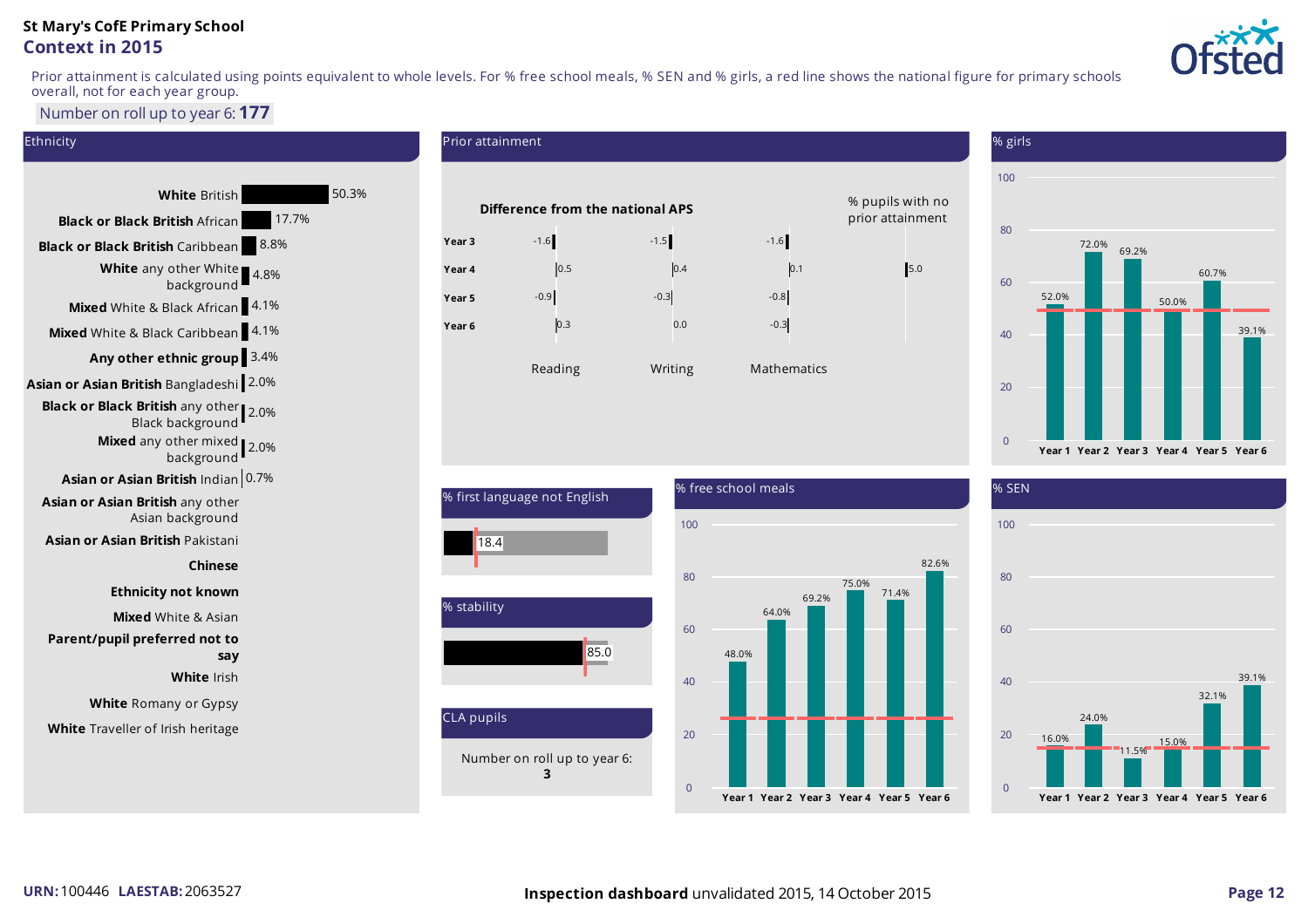# St Mary's CofE Primary School

## Context in 2015

Prior attainment is calculated using points equivalent to whole levels. For % free school meals, % SEN and % girls, a red line shows the national figure for primary schools overall, not for each year group.

Number on roll up to year 6: **177**

### Ethnicity

**White** British 50.3%
**Black or Black British** African 17.7%
**Black or Black British** Caribbean 8.8%
**White** any other White background 4.8%
**Mixed** White & Black African 4.1%
**Mixed** White & Black Caribbean 4.1%
**Any other ethnic group** 3.4%
**Asian or Asian British** Bangladeshi 2.0%
**Black or Black British** any other Black background 2.0%
**Mixed** any other mixed background 2.0%
**Asian or Asian British** Indian 0.7%
**Asian or Asian British** any other Asian background
**Asian or Asian British** Pakistani
**Chinese**
**Ethnicity not known**
**Mixed** White & Asian
**Parent/pupil preferred not to say**
**White** Irish
**White** Romany or Gypsy
**White** Traveller of Irish heritage

### Prior attainment

**Difference from the national APS**

% pupils with no prior attainment

Year 3: -1.6 -1.5 -1.6
Year 4: 0.5 0.4 0.1 5.0
Year 5: -0.9 -0.3 -0.8
Year 6: 0.3 0.0 -0.3

Reading Writing Mathematics

### % girls

100 80 60 40 20 0

52.0% 72.0% 69.2% 50.0% 60.7% 39.1%

Year 1 Year 2 Year 3 Year 4 Year 5 Year 6

### % first language not English

18.4

### % stability

85.0

### CLA pupils

Number on roll up to year 6:
**3**

### % free school meals

100 80 60 40 20 0

48.0% 64.0% 69.2% 75.0% 71.4% 82.6%

Year 1 Year 2 Year 3 Year 4 Year 5 Year 6

### % SEN

100 80 60 40 20 0

16.0% 24.0% 11.5% 15.0% 32.1% 39.1%

Year 1 Year 2 Year 3 Year 4 Year 5 Year 6

**URN:** 100446 **LAESTAB:** 2063527

**Inspection dashboard** unvalidated 2015, 14 October 2015